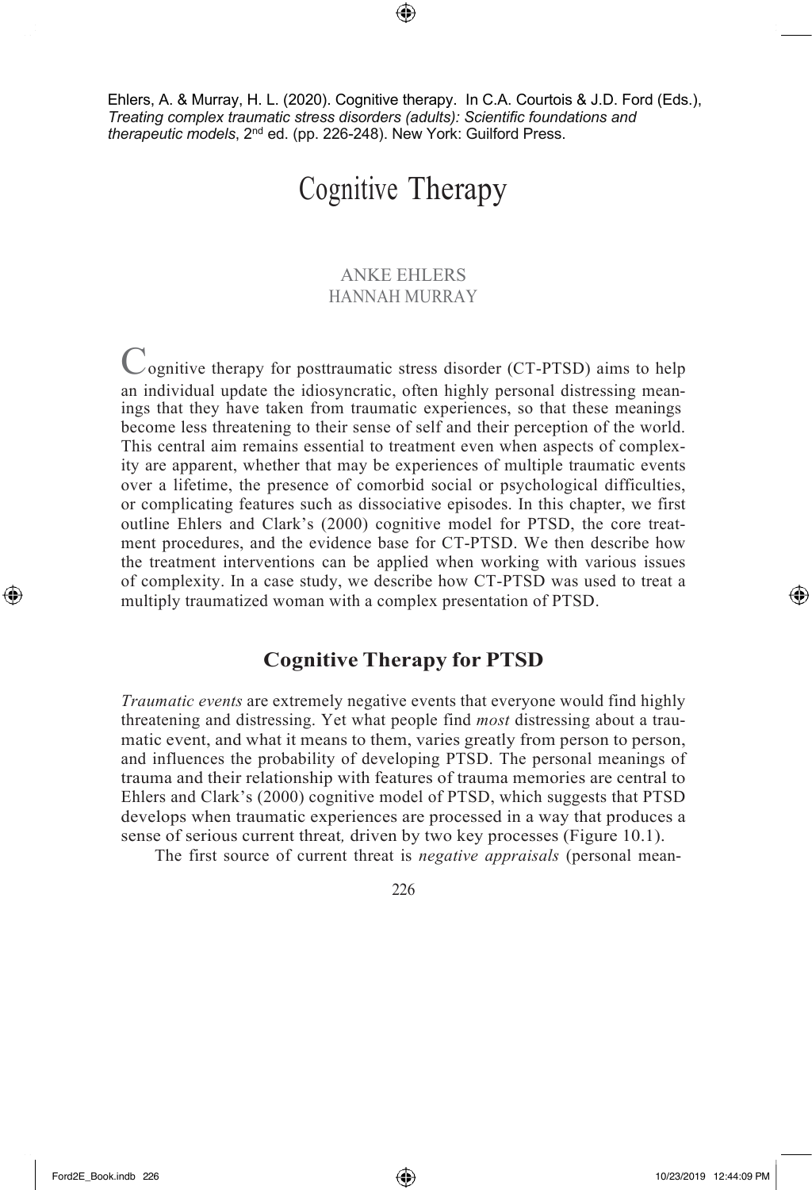Ehlers, A. & Murray, H. L. (2020). Cognitive therapy. In C.A. Courtois & J.D. Ford (Eds.), *Treating complex traumatic stress disorders (adults): Scientific foundations and therapeutic models*, 2nd ed. (pp. 226-248). New York: Guilford Press.

# Cognitive Therapy

ANKE EHLERS
HANNAH MURRAY

Cognitive therapy for posttraumatic stress disorder (CT-PTSD) aims to help an individual update the idiosyncratic, often highly personal distressing meanings that they have taken from traumatic experiences, so that these meanings become less threatening to their sense of self and their perception of the world. This central aim remains essential to treatment even when aspects of complexity are apparent, whether that may be experiences of multiple traumatic events over a lifetime, the presence of comorbid social or psychological difficulties, or complicating features such as dissociative episodes. In this chapter, we first outline Ehlers and Clark's (2000) cognitive model for PTSD, the core treatment procedures, and the evidence base for CT-PTSD. We then describe how the treatment interventions can be applied when working with various issues of complexity. In a case study, we describe how CT-PTSD was used to treat a multiply traumatized woman with a complex presentation of PTSD.

## Cognitive Therapy for PTSD

*Traumatic events* are extremely negative events that everyone would find highly threatening and distressing. Yet what people find *most* distressing about a traumatic event, and what it means to them, varies greatly from person to person, and influences the probability of developing PTSD. The personal meanings of trauma and their relationship with features of trauma memories are central to Ehlers and Clark's (2000) cognitive model of PTSD, which suggests that PTSD develops when traumatic experiences are processed in a way that produces a sense of serious current threat, driven by two key processes (Figure 10.1).

The first source of current threat is *negative appraisals* (personal mean-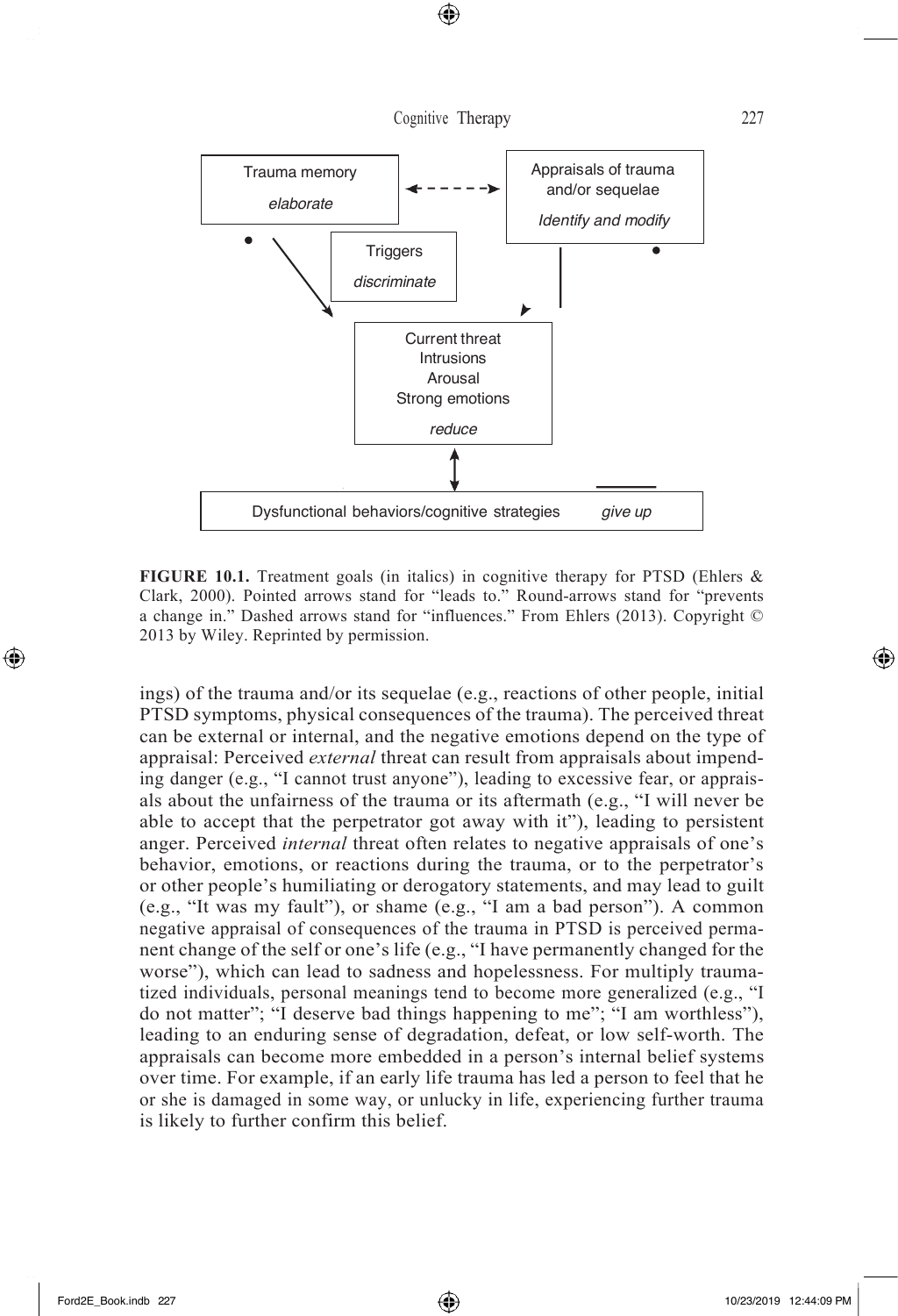Trauma memory

*elaborate*

Appraisals of trauma and/or sequelae

*Identify and modify*

Triggers

*discriminate*

Current threat
Intrusions
Arousal
Strong emotions

*reduce*

Dysfunctional behaviors/cognitive strategies *give up*

**FIGURE 10.1.** Treatment goals (in italics) in cognitive therapy for PTSD (Ehlers & Clark, 2000). Pointed arrows stand for "leads to." Round-arrows stand for "prevents a change in." Dashed arrows stand for "influences." From Ehlers (2013). Copyright © 2013 by Wiley. Reprinted by permission.

ings) of the trauma and/or its sequelae (e.g., reactions of other people, initial PTSD symptoms, physical consequences of the trauma). The perceived threat can be external or internal, and the negative emotions depend on the type of appraisal: Perceived *external* threat can result from appraisals about impending danger (e.g., "I cannot trust anyone"), leading to excessive fear, or appraisals about the unfairness of the trauma or its aftermath (e.g., "I will never be able to accept that the perpetrator got away with it"), leading to persistent anger. Perceived *internal* threat often relates to negative appraisals of one's behavior, emotions, or reactions during the trauma, or to the perpetrator's or other people's humiliating or derogatory statements, and may lead to guilt (e.g., "It was my fault"), or shame (e.g., "I am a bad person"). A common negative appraisal of consequences of the trauma in PTSD is perceived permanent change of the self or one's life (e.g., "I have permanently changed for the worse"), which can lead to sadness and hopelessness. For multiply traumatized individuals, personal meanings tend to become more generalized (e.g., "I do not matter"; "I deserve bad things happening to me"; "I am worthless"), leading to an enduring sense of degradation, defeat, or low self-worth. The appraisals can become more embedded in a person's internal belief systems over time. For example, if an early life trauma has led a person to feel that he or she is damaged in some way, or unlucky in life, experiencing further trauma is likely to further confirm this belief.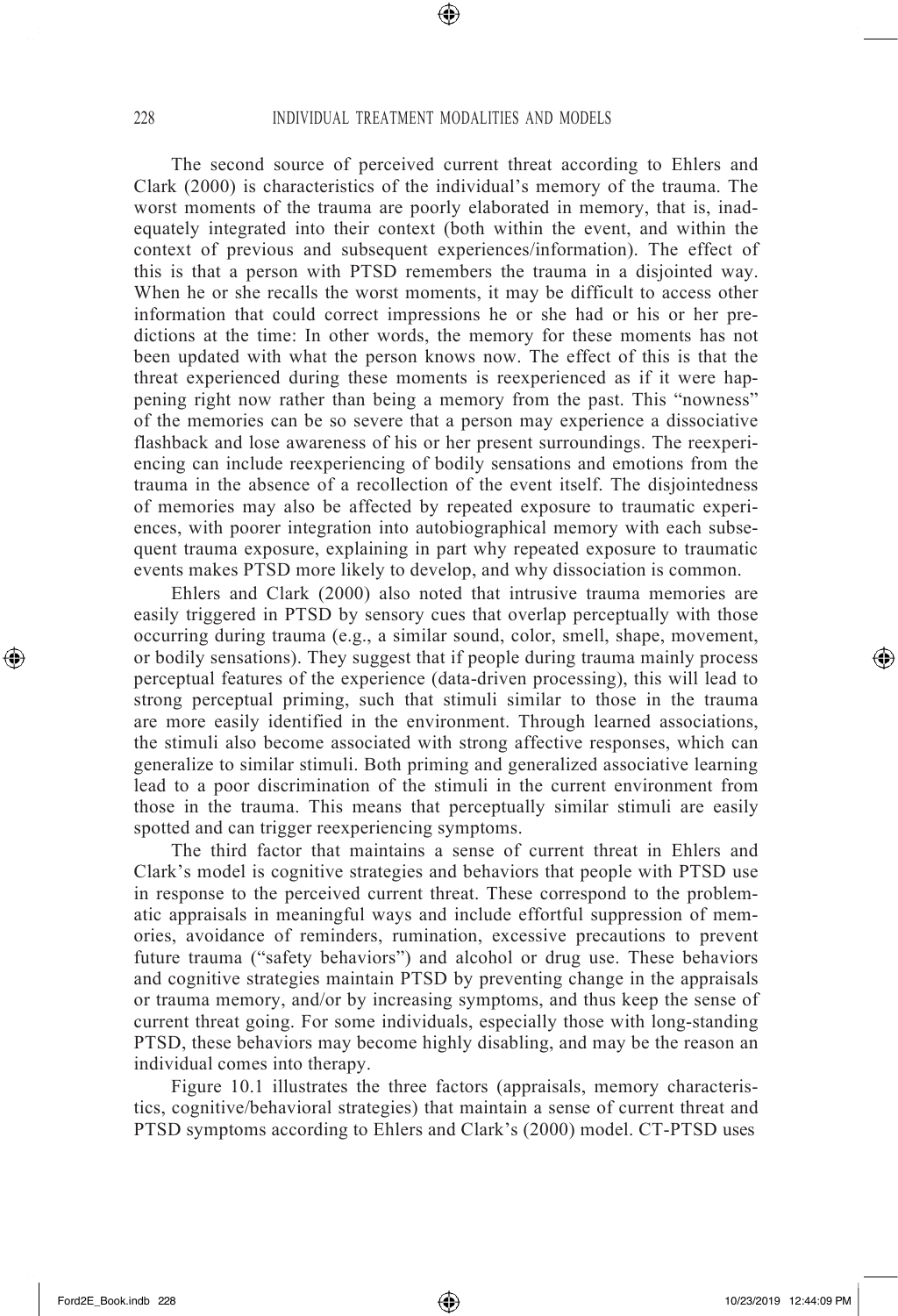The second source of perceived current threat according to Ehlers and Clark (2000) is characteristics of the individual's memory of the trauma. The worst moments of the trauma are poorly elaborated in memory, that is, inadequately integrated into their context (both within the event, and within the context of previous and subsequent experiences/information). The effect of this is that a person with PTSD remembers the trauma in a disjointed way. When he or she recalls the worst moments, it may be difficult to access other information that could correct impressions he or she had or his or her predictions at the time: In other words, the memory for these moments has not been updated with what the person knows now. The effect of this is that the threat experienced during these moments is reexperienced as if it were happening right now rather than being a memory from the past. This "nowness" of the memories can be so severe that a person may experience a dissociative flashback and lose awareness of his or her present surroundings. The reexperiencing can include reexperiencing of bodily sensations and emotions from the trauma in the absence of a recollection of the event itself. The disjointedness of memories may also be affected by repeated exposure to traumatic experiences, with poorer integration into autobiographical memory with each subsequent trauma exposure, explaining in part why repeated exposure to traumatic events makes PTSD more likely to develop, and why dissociation is common.

Ehlers and Clark (2000) also noted that intrusive trauma memories are easily triggered in PTSD by sensory cues that overlap perceptually with those occurring during trauma (e.g., a similar sound, color, smell, shape, movement, or bodily sensations). They suggest that if people during trauma mainly process perceptual features of the experience (data-driven processing), this will lead to strong perceptual priming, such that stimuli similar to those in the trauma are more easily identified in the environment. Through learned associations, the stimuli also become associated with strong affective responses, which can generalize to similar stimuli. Both priming and generalized associative learning lead to a poor discrimination of the stimuli in the current environment from those in the trauma. This means that perceptually similar stimuli are easily spotted and can trigger reexperiencing symptoms.

The third factor that maintains a sense of current threat in Ehlers and Clark's model is cognitive strategies and behaviors that people with PTSD use in response to the perceived current threat. These correspond to the problematic appraisals in meaningful ways and include effortful suppression of memories, avoidance of reminders, rumination, excessive precautions to prevent future trauma ("safety behaviors") and alcohol or drug use. These behaviors and cognitive strategies maintain PTSD by preventing change in the appraisals or trauma memory, and/or by increasing symptoms, and thus keep the sense of current threat going. For some individuals, especially those with long-standing PTSD, these behaviors may become highly disabling, and may be the reason an individual comes into therapy.

Figure 10.1 illustrates the three factors (appraisals, memory characteristics, cognitive/behavioral strategies) that maintain a sense of current threat and PTSD symptoms according to Ehlers and Clark's (2000) model. CT-PTSD uses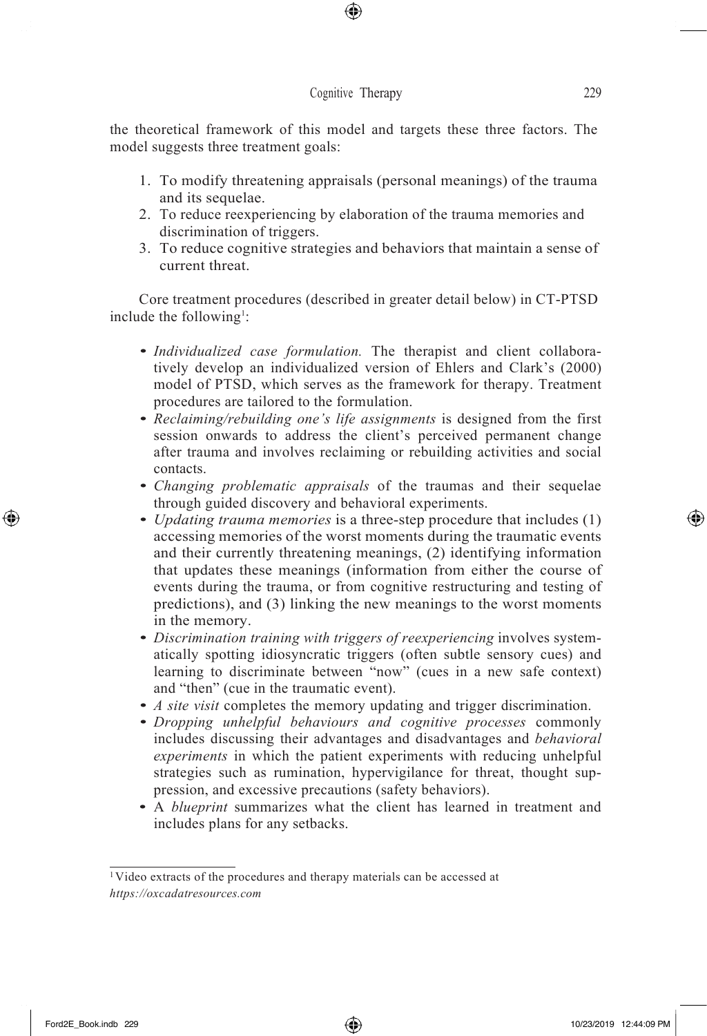the theoretical framework of this model and targets these three factors. The model suggests three treatment goals:

1. To modify threatening appraisals (personal meanings) of the trauma and its sequelae.
2. To reduce reexperiencing by elaboration of the trauma memories and discrimination of triggers.
3. To reduce cognitive strategies and behaviors that maintain a sense of current threat.

Core treatment procedures (described in greater detail below) in CT-PTSD include the following[1]:

- *Individualized case formulation.* The therapist and client collaboratively develop an individualized version of Ehlers and Clark's (2000) model of PTSD, which serves as the framework for therapy. Treatment procedures are tailored to the formulation.
- *Reclaiming/rebuilding one's life assignments* is designed from the first session onwards to address the client's perceived permanent change after trauma and involves reclaiming or rebuilding activities and social contacts.
- *Changing problematic appraisals* of the traumas and their sequelae through guided discovery and behavioral experiments.
- *Updating trauma memories* is a three-step procedure that includes (1) accessing memories of the worst moments during the traumatic events and their currently threatening meanings, (2) identifying information that updates these meanings (information from either the course of events during the trauma, or from cognitive restructuring and testing of predictions), and (3) linking the new meanings to the worst moments in the memory.
- *Discrimination training with triggers of reexperiencing* involves systematically spotting idiosyncratic triggers (often subtle sensory cues) and learning to discriminate between "now" (cues in a new safe context) and "then" (cue in the traumatic event).
- *A site visit* completes the memory updating and trigger discrimination.
- *Dropping unhelpful behaviours and cognitive processes* commonly includes discussing their advantages and disadvantages and *behavioral experiments* in which the patient experiments with reducing unhelpful strategies such as rumination, hypervigilance for threat, thought suppression, and excessive precautions (safety behaviors).
- A *blueprint* summarizes what the client has learned in treatment and includes plans for any setbacks.

[1] Video extracts of the procedures and therapy materials can be accessed at *https://oxcadatresources.com*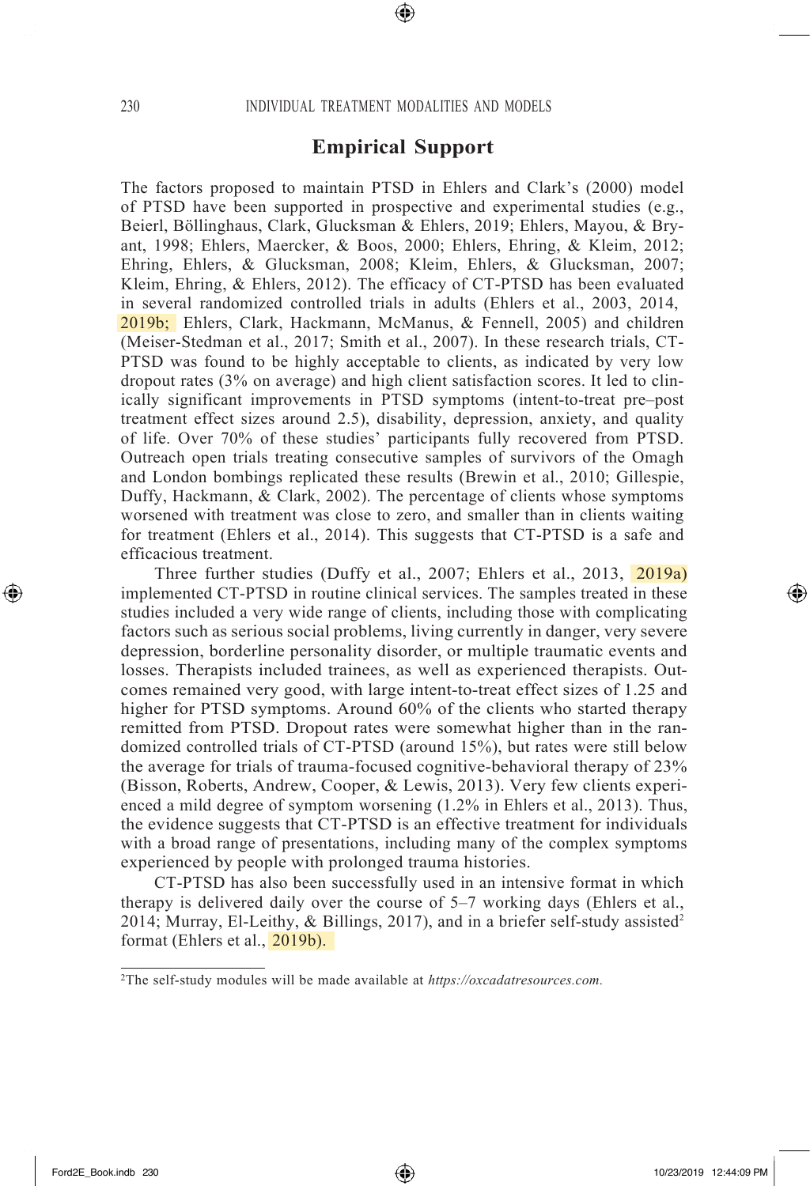## Empirical Support

The factors proposed to maintain PTSD in Ehlers and Clark's (2000) model of PTSD have been supported in prospective and experimental studies (e.g., Beierl, Böllinghaus, Clark, Glucksman & Ehlers, 2019; Ehlers, Mayou, & Bryant, 1998; Ehlers, Maercker, & Boos, 2000; Ehlers, Ehring, & Kleim, 2012; Ehring, Ehlers, & Glucksman, 2008; Kleim, Ehlers, & Glucksman, 2007; Kleim, Ehring, & Ehlers, 2012). The efficacy of CT-PTSD has been evaluated in several randomized controlled trials in adults (Ehlers et al., 2003, 2014, 2019b; Ehlers, Clark, Hackmann, McManus, & Fennell, 2005) and children (Meiser-Stedman et al., 2017; Smith et al., 2007). In these research trials, CT-PTSD was found to be highly acceptable to clients, as indicated by very low dropout rates (3% on average) and high client satisfaction scores. It led to clinically significant improvements in PTSD symptoms (intent-to-treat pre–post treatment effect sizes around 2.5), disability, depression, anxiety, and quality of life. Over 70% of these studies' participants fully recovered from PTSD. Outreach open trials treating consecutive samples of survivors of the Omagh and London bombings replicated these results (Brewin et al., 2010; Gillespie, Duffy, Hackmann, & Clark, 2002). The percentage of clients whose symptoms worsened with treatment was close to zero, and smaller than in clients waiting for treatment (Ehlers et al., 2014). This suggests that CT-PTSD is a safe and efficacious treatment.

Three further studies (Duffy et al., 2007; Ehlers et al., 2013, 2019a) implemented CT-PTSD in routine clinical services. The samples treated in these studies included a very wide range of clients, including those with complicating factors such as serious social problems, living currently in danger, very severe depression, borderline personality disorder, or multiple traumatic events and losses. Therapists included trainees, as well as experienced therapists. Outcomes remained very good, with large intent-to-treat effect sizes of 1.25 and higher for PTSD symptoms. Around 60% of the clients who started therapy remitted from PTSD. Dropout rates were somewhat higher than in the randomized controlled trials of CT-PTSD (around 15%), but rates were still below the average for trials of trauma-focused cognitive-behavioral therapy of 23% (Bisson, Roberts, Andrew, Cooper, & Lewis, 2013). Very few clients experienced a mild degree of symptom worsening (1.2% in Ehlers et al., 2013). Thus, the evidence suggests that CT-PTSD is an effective treatment for individuals with a broad range of presentations, including many of the complex symptoms experienced by people with prolonged trauma histories.

CT-PTSD has also been successfully used in an intensive format in which therapy is delivered daily over the course of 5–7 working days (Ehlers et al., 2014; Murray, El-Leithy, & Billings, 2017), and in a briefer self-study assisted[2] format (Ehlers et al., 2019b).

[2]The self-study modules will be made available at *https://oxcadatresources.com.*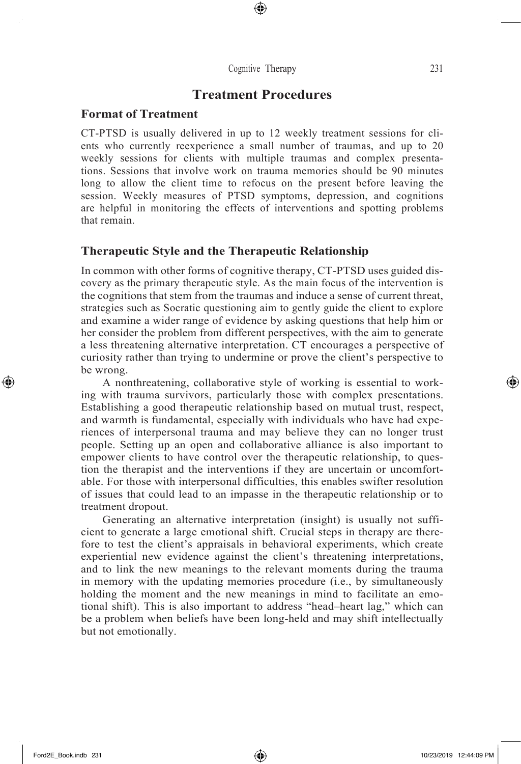## Treatment Procedures

### Format of Treatment

CT-PTSD is usually delivered in up to 12 weekly treatment sessions for clients who currently reexperience a small number of traumas, and up to 20 weekly sessions for clients with multiple traumas and complex presentations. Sessions that involve work on trauma memories should be 90 minutes long to allow the client time to refocus on the present before leaving the session. Weekly measures of PTSD symptoms, depression, and cognitions are helpful in monitoring the effects of interventions and spotting problems that remain.

### Therapeutic Style and the Therapeutic Relationship

In common with other forms of cognitive therapy, CT-PTSD uses guided discovery as the primary therapeutic style. As the main focus of the intervention is the cognitions that stem from the traumas and induce a sense of current threat, strategies such as Socratic questioning aim to gently guide the client to explore and examine a wider range of evidence by asking questions that help him or her consider the problem from different perspectives, with the aim to generate a less threatening alternative interpretation. CT encourages a perspective of curiosity rather than trying to undermine or prove the client's perspective to be wrong.

A nonthreatening, collaborative style of working is essential to working with trauma survivors, particularly those with complex presentations. Establishing a good therapeutic relationship based on mutual trust, respect, and warmth is fundamental, especially with individuals who have had experiences of interpersonal trauma and may believe they can no longer trust people. Setting up an open and collaborative alliance is also important to empower clients to have control over the therapeutic relationship, to question the therapist and the interventions if they are uncertain or uncomfortable. For those with interpersonal difficulties, this enables swifter resolution of issues that could lead to an impasse in the therapeutic relationship or to treatment dropout.

Generating an alternative interpretation (insight) is usually not sufficient to generate a large emotional shift. Crucial steps in therapy are therefore to test the client's appraisals in behavioral experiments, which create experiential new evidence against the client's threatening interpretations, and to link the new meanings to the relevant moments during the trauma in memory with the updating memories procedure (i.e., by simultaneously holding the moment and the new meanings in mind to facilitate an emotional shift). This is also important to address "head–heart lag," which can be a problem when beliefs have been long-held and may shift intellectually but not emotionally.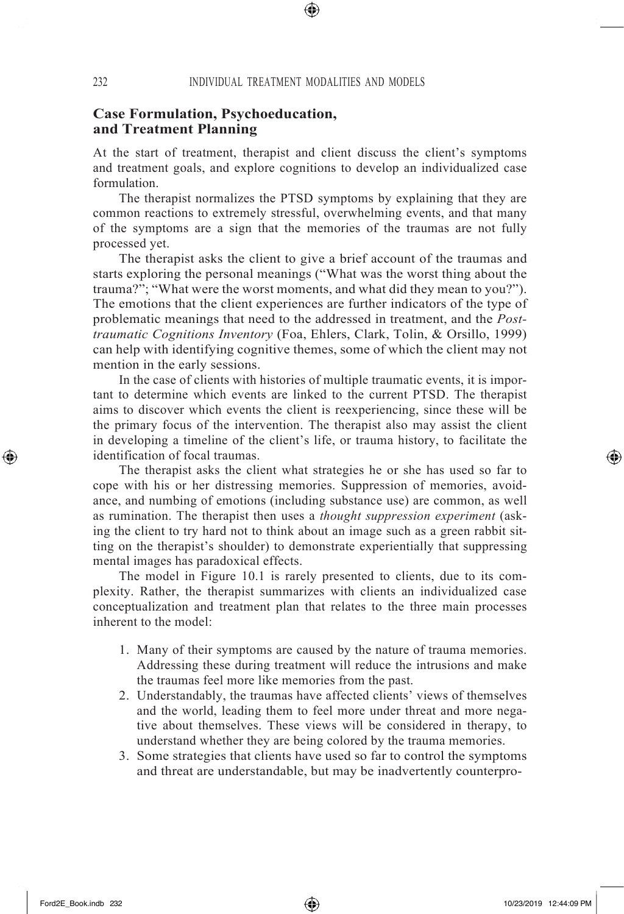## Case Formulation, Psychoeducation, and Treatment Planning

At the start of treatment, therapist and client discuss the client's symptoms and treatment goals, and explore cognitions to develop an individualized case formulation.

The therapist normalizes the PTSD symptoms by explaining that they are common reactions to extremely stressful, overwhelming events, and that many of the symptoms are a sign that the memories of the traumas are not fully processed yet.

The therapist asks the client to give a brief account of the traumas and starts exploring the personal meanings ("What was the worst thing about the trauma?"; "What were the worst moments, and what did they mean to you?"). The emotions that the client experiences are further indicators of the type of problematic meanings that need to the addressed in treatment, and the *Posttraumatic Cognitions Inventory* (Foa, Ehlers, Clark, Tolin, & Orsillo, 1999) can help with identifying cognitive themes, some of which the client may not mention in the early sessions.

In the case of clients with histories of multiple traumatic events, it is important to determine which events are linked to the current PTSD. The therapist aims to discover which events the client is reexperiencing, since these will be the primary focus of the intervention. The therapist also may assist the client in developing a timeline of the client's life, or trauma history, to facilitate the identification of focal traumas.

The therapist asks the client what strategies he or she has used so far to cope with his or her distressing memories. Suppression of memories, avoidance, and numbing of emotions (including substance use) are common, as well as rumination. The therapist then uses a *thought suppression experiment* (asking the client to try hard not to think about an image such as a green rabbit sitting on the therapist's shoulder) to demonstrate experientially that suppressing mental images has paradoxical effects.

The model in Figure 10.1 is rarely presented to clients, due to its complexity. Rather, the therapist summarizes with clients an individualized case conceptualization and treatment plan that relates to the three main processes inherent to the model:

1. Many of their symptoms are caused by the nature of trauma memories. Addressing these during treatment will reduce the intrusions and make the traumas feel more like memories from the past.
2. Understandably, the traumas have affected clients' views of themselves and the world, leading them to feel more under threat and more negative about themselves. These views will be considered in therapy, to understand whether they are being colored by the trauma memories.
3. Some strategies that clients have used so far to control the symptoms and threat are understandable, but may be inadvertently counterpro-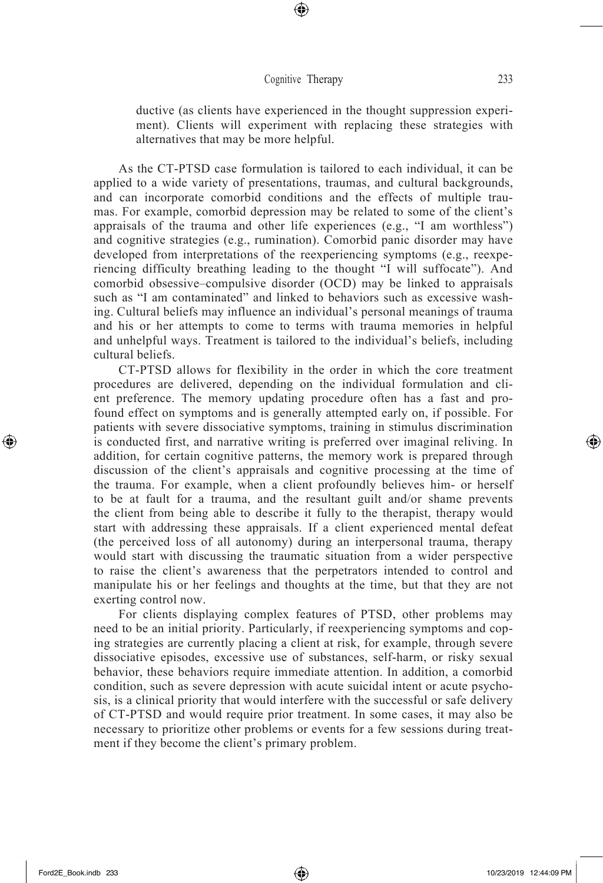ductive (as clients have experienced in the thought suppression experiment). Clients will experiment with replacing these strategies with alternatives that may be more helpful.

As the CT-PTSD case formulation is tailored to each individual, it can be applied to a wide variety of presentations, traumas, and cultural backgrounds, and can incorporate comorbid conditions and the effects of multiple traumas. For example, comorbid depression may be related to some of the client's appraisals of the trauma and other life experiences (e.g., "I am worthless") and cognitive strategies (e.g., rumination). Comorbid panic disorder may have developed from interpretations of the reexperiencing symptoms (e.g., reexperiencing difficulty breathing leading to the thought "I will suffocate"). And comorbid obsessive–compulsive disorder (OCD) may be linked to appraisals such as "I am contaminated" and linked to behaviors such as excessive washing. Cultural beliefs may influence an individual's personal meanings of trauma and his or her attempts to come to terms with trauma memories in helpful and unhelpful ways. Treatment is tailored to the individual's beliefs, including cultural beliefs.

CT-PTSD allows for flexibility in the order in which the core treatment procedures are delivered, depending on the individual formulation and client preference. The memory updating procedure often has a fast and profound effect on symptoms and is generally attempted early on, if possible. For patients with severe dissociative symptoms, training in stimulus discrimination is conducted first, and narrative writing is preferred over imaginal reliving. In addition, for certain cognitive patterns, the memory work is prepared through discussion of the client's appraisals and cognitive processing at the time of the trauma. For example, when a client profoundly believes him- or herself to be at fault for a trauma, and the resultant guilt and/or shame prevents the client from being able to describe it fully to the therapist, therapy would start with addressing these appraisals. If a client experienced mental defeat (the perceived loss of all autonomy) during an interpersonal trauma, therapy would start with discussing the traumatic situation from a wider perspective to raise the client's awareness that the perpetrators intended to control and manipulate his or her feelings and thoughts at the time, but that they are not exerting control now.

For clients displaying complex features of PTSD, other problems may need to be an initial priority. Particularly, if reexperiencing symptoms and coping strategies are currently placing a client at risk, for example, through severe dissociative episodes, excessive use of substances, self-harm, or risky sexual behavior, these behaviors require immediate attention. In addition, a comorbid condition, such as severe depression with acute suicidal intent or acute psychosis, is a clinical priority that would interfere with the successful or safe delivery of CT-PTSD and would require prior treatment. In some cases, it may also be necessary to prioritize other problems or events for a few sessions during treatment if they become the client's primary problem.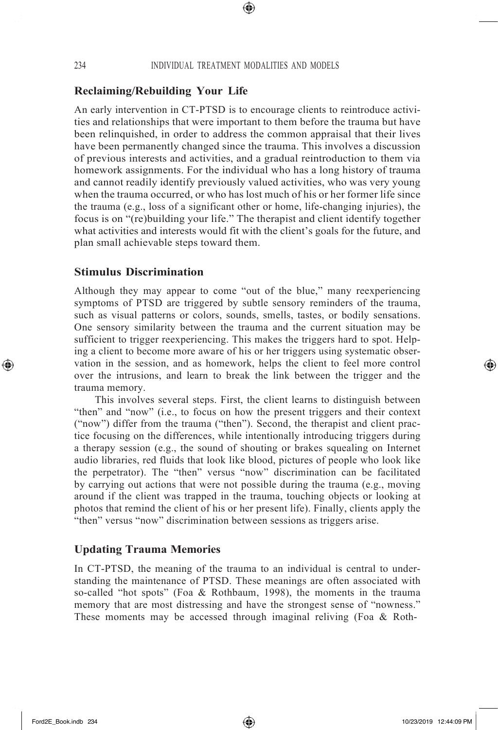## Reclaiming/Rebuilding Your Life

An early intervention in CT-PTSD is to encourage clients to reintroduce activities and relationships that were important to them before the trauma but have been relinquished, in order to address the common appraisal that their lives have been permanently changed since the trauma. This involves a discussion of previous interests and activities, and a gradual reintroduction to them via homework assignments. For the individual who has a long history of trauma and cannot readily identify previously valued activities, who was very young when the trauma occurred, or who has lost much of his or her former life since the trauma (e.g., loss of a significant other or home, life-changing injuries), the focus is on "(re)building your life." The therapist and client identify together what activities and interests would fit with the client's goals for the future, and plan small achievable steps toward them.

## Stimulus Discrimination

Although they may appear to come "out of the blue," many reexperiencing symptoms of PTSD are triggered by subtle sensory reminders of the trauma, such as visual patterns or colors, sounds, smells, tastes, or bodily sensations. One sensory similarity between the trauma and the current situation may be sufficient to trigger reexperiencing. This makes the triggers hard to spot. Helping a client to become more aware of his or her triggers using systematic observation in the session, and as homework, helps the client to feel more control over the intrusions, and learn to break the link between the trigger and the trauma memory.

This involves several steps. First, the client learns to distinguish between "then" and "now" (i.e., to focus on how the present triggers and their context ("now") differ from the trauma ("then"). Second, the therapist and client practice focusing on the differences, while intentionally introducing triggers during a therapy session (e.g., the sound of shouting or brakes squealing on Internet audio libraries, red fluids that look like blood, pictures of people who look like the perpetrator). The "then" versus "now" discrimination can be facilitated by carrying out actions that were not possible during the trauma (e.g., moving around if the client was trapped in the trauma, touching objects or looking at photos that remind the client of his or her present life). Finally, clients apply the "then" versus "now" discrimination between sessions as triggers arise.

## Updating Trauma Memories

In CT-PTSD, the meaning of the trauma to an individual is central to understanding the maintenance of PTSD. These meanings are often associated with so-called "hot spots" (Foa & Rothbaum, 1998), the moments in the trauma memory that are most distressing and have the strongest sense of "nowness." These moments may be accessed through imaginal reliving (Foa & Roth-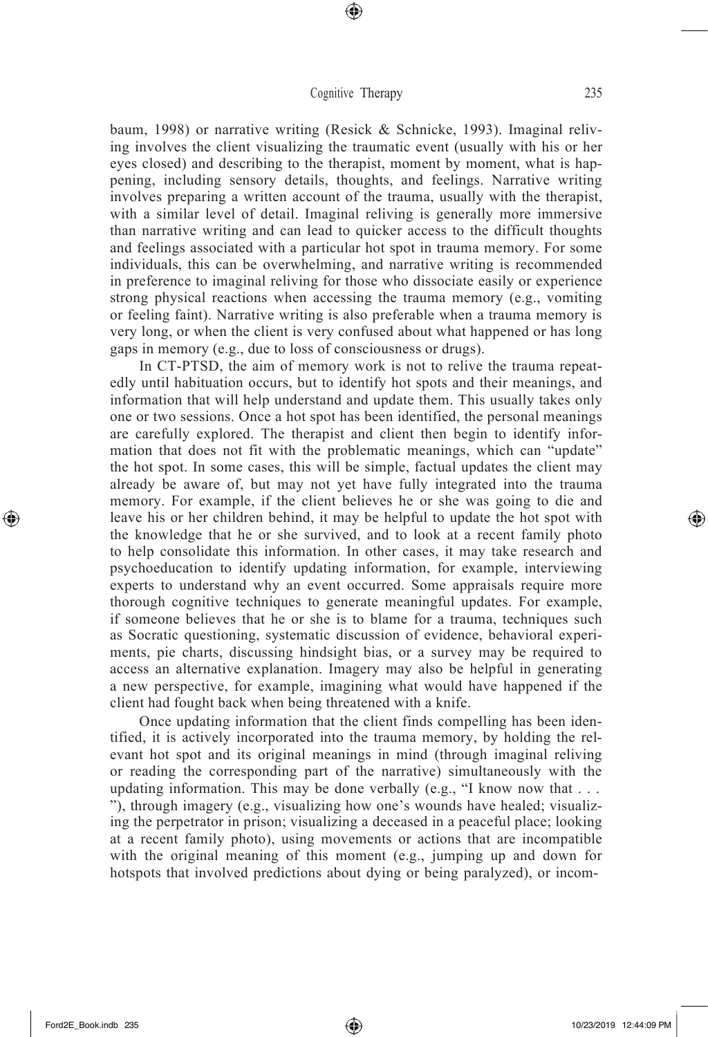baum, 1998) or narrative writing (Resick & Schnicke, 1993). Imaginal reliving involves the client visualizing the traumatic event (usually with his or her eyes closed) and describing to the therapist, moment by moment, what is happening, including sensory details, thoughts, and feelings. Narrative writing involves preparing a written account of the trauma, usually with the therapist, with a similar level of detail. Imaginal reliving is generally more immersive than narrative writing and can lead to quicker access to the difficult thoughts and feelings associated with a particular hot spot in trauma memory. For some individuals, this can be overwhelming, and narrative writing is recommended in preference to imaginal reliving for those who dissociate easily or experience strong physical reactions when accessing the trauma memory (e.g., vomiting or feeling faint). Narrative writing is also preferable when a trauma memory is very long, or when the client is very confused about what happened or has long gaps in memory (e.g., due to loss of consciousness or drugs).

In CT-PTSD, the aim of memory work is not to relive the trauma repeatedly until habituation occurs, but to identify hot spots and their meanings, and information that will help understand and update them. This usually takes only one or two sessions. Once a hot spot has been identified, the personal meanings are carefully explored. The therapist and client then begin to identify information that does not fit with the problematic meanings, which can "update" the hot spot. In some cases, this will be simple, factual updates the client may already be aware of, but may not yet have fully integrated into the trauma memory. For example, if the client believes he or she was going to die and leave his or her children behind, it may be helpful to update the hot spot with the knowledge that he or she survived, and to look at a recent family photo to help consolidate this information. In other cases, it may take research and psychoeducation to identify updating information, for example, interviewing experts to understand why an event occurred. Some appraisals require more thorough cognitive techniques to generate meaningful updates. For example, if someone believes that he or she is to blame for a trauma, techniques such as Socratic questioning, systematic discussion of evidence, behavioral experiments, pie charts, discussing hindsight bias, or a survey may be required to access an alternative explanation. Imagery may also be helpful in generating a new perspective, for example, imagining what would have happened if the client had fought back when being threatened with a knife.

Once updating information that the client finds compelling has been identified, it is actively incorporated into the trauma memory, by holding the relevant hot spot and its original meanings in mind (through imaginal reliving or reading the corresponding part of the narrative) simultaneously with the updating information. This may be done verbally (e.g., "I know now that . . . "), through imagery (e.g., visualizing how one's wounds have healed; visualizing the perpetrator in prison; visualizing a deceased in a peaceful place; looking at a recent family photo), using movements or actions that are incompatible with the original meaning of this moment (e.g., jumping up and down for hotspots that involved predictions about dying or being paralyzed), or incom-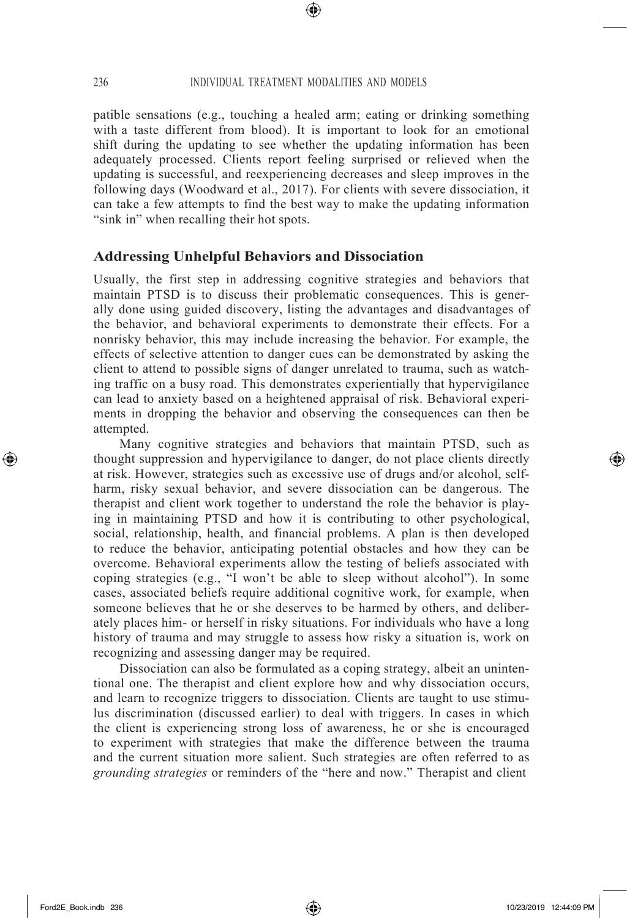patible sensations (e.g., touching a healed arm; eating or drinking something with a taste different from blood). It is important to look for an emotional shift during the updating to see whether the updating information has been adequately processed. Clients report feeling surprised or relieved when the updating is successful, and reexperiencing decreases and sleep improves in the following days (Woodward et al., 2017). For clients with severe dissociation, it can take a few attempts to find the best way to make the updating information "sink in" when recalling their hot spots.

### Addressing Unhelpful Behaviors and Dissociation

Usually, the first step in addressing cognitive strategies and behaviors that maintain PTSD is to discuss their problematic consequences. This is generally done using guided discovery, listing the advantages and disadvantages of the behavior, and behavioral experiments to demonstrate their effects. For a nonrisky behavior, this may include increasing the behavior. For example, the effects of selective attention to danger cues can be demonstrated by asking the client to attend to possible signs of danger unrelated to trauma, such as watching traffic on a busy road. This demonstrates experientially that hypervigilance can lead to anxiety based on a heightened appraisal of risk. Behavioral experiments in dropping the behavior and observing the consequences can then be attempted.

Many cognitive strategies and behaviors that maintain PTSD, such as thought suppression and hypervigilance to danger, do not place clients directly at risk. However, strategies such as excessive use of drugs and/or alcohol, self-harm, risky sexual behavior, and severe dissociation can be dangerous. The therapist and client work together to understand the role the behavior is playing in maintaining PTSD and how it is contributing to other psychological, social, relationship, health, and financial problems. A plan is then developed to reduce the behavior, anticipating potential obstacles and how they can be overcome. Behavioral experiments allow the testing of beliefs associated with coping strategies (e.g., "I won't be able to sleep without alcohol"). In some cases, associated beliefs require additional cognitive work, for example, when someone believes that he or she deserves to be harmed by others, and deliberately places him- or herself in risky situations. For individuals who have a long history of trauma and may struggle to assess how risky a situation is, work on recognizing and assessing danger may be required.

Dissociation can also be formulated as a coping strategy, albeit an unintentional one. The therapist and client explore how and why dissociation occurs, and learn to recognize triggers to dissociation. Clients are taught to use stimulus discrimination (discussed earlier) to deal with triggers. In cases in which the client is experiencing strong loss of awareness, he or she is encouraged to experiment with strategies that make the difference between the trauma and the current situation more salient. Such strategies are often referred to as *grounding strategies* or reminders of the "here and now." Therapist and client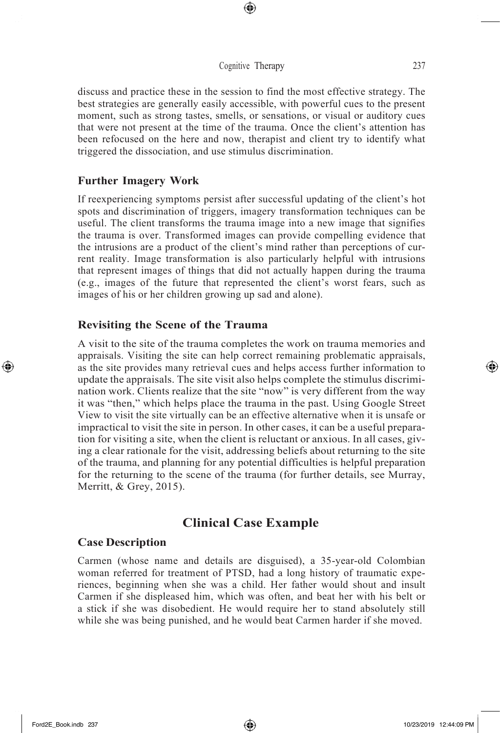discuss and practice these in the session to find the most effective strategy. The best strategies are generally easily accessible, with powerful cues to the present moment, such as strong tastes, smells, or sensations, or visual or auditory cues that were not present at the time of the trauma. Once the client's attention has been refocused on the here and now, therapist and client try to identify what triggered the dissociation, and use stimulus discrimination.

### Further Imagery Work

If reexperiencing symptoms persist after successful updating of the client's hot spots and discrimination of triggers, imagery transformation techniques can be useful. The client transforms the trauma image into a new image that signifies the trauma is over. Transformed images can provide compelling evidence that the intrusions are a product of the client's mind rather than perceptions of current reality. Image transformation is also particularly helpful with intrusions that represent images of things that did not actually happen during the trauma (e.g., images of the future that represented the client's worst fears, such as images of his or her children growing up sad and alone).

### Revisiting the Scene of the Trauma

A visit to the site of the trauma completes the work on trauma memories and appraisals. Visiting the site can help correct remaining problematic appraisals, as the site provides many retrieval cues and helps access further information to update the appraisals. The site visit also helps complete the stimulus discrimination work. Clients realize that the site "now" is very different from the way it was "then," which helps place the trauma in the past. Using Google Street View to visit the site virtually can be an effective alternative when it is unsafe or impractical to visit the site in person. In other cases, it can be a useful preparation for visiting a site, when the client is reluctant or anxious. In all cases, giving a clear rationale for the visit, addressing beliefs about returning to the site of the trauma, and planning for any potential difficulties is helpful preparation for the returning to the scene of the trauma (for further details, see Murray, Merritt, & Grey, 2015).

## Clinical Case Example

### Case Description

Carmen (whose name and details are disguised), a 35-year-old Colombian woman referred for treatment of PTSD, had a long history of traumatic experiences, beginning when she was a child. Her father would shout and insult Carmen if she displeased him, which was often, and beat her with his belt or a stick if she was disobedient. He would require her to stand absolutely still while she was being punished, and he would beat Carmen harder if she moved.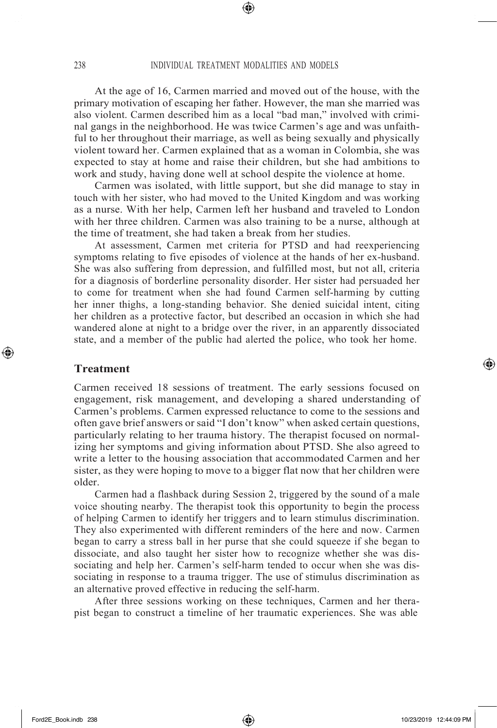At the age of 16, Carmen married and moved out of the house, with the primary motivation of escaping her father. However, the man she married was also violent. Carmen described him as a local "bad man," involved with criminal gangs in the neighborhood. He was twice Carmen's age and was unfaithful to her throughout their marriage, as well as being sexually and physically violent toward her. Carmen explained that as a woman in Colombia, she was expected to stay at home and raise their children, but she had ambitions to work and study, having done well at school despite the violence at home.

Carmen was isolated, with little support, but she did manage to stay in touch with her sister, who had moved to the United Kingdom and was working as a nurse. With her help, Carmen left her husband and traveled to London with her three children. Carmen was also training to be a nurse, although at the time of treatment, she had taken a break from her studies.

At assessment, Carmen met criteria for PTSD and had reexperiencing symptoms relating to five episodes of violence at the hands of her ex-husband. She was also suffering from depression, and fulfilled most, but not all, criteria for a diagnosis of borderline personality disorder. Her sister had persuaded her to come for treatment when she had found Carmen self-harming by cutting her inner thighs, a long-standing behavior. She denied suicidal intent, citing her children as a protective factor, but described an occasion in which she had wandered alone at night to a bridge over the river, in an apparently dissociated state, and a member of the public had alerted the police, who took her home.

## Treatment

Carmen received 18 sessions of treatment. The early sessions focused on engagement, risk management, and developing a shared understanding of Carmen's problems. Carmen expressed reluctance to come to the sessions and often gave brief answers or said "I don't know" when asked certain questions, particularly relating to her trauma history. The therapist focused on normalizing her symptoms and giving information about PTSD. She also agreed to write a letter to the housing association that accommodated Carmen and her sister, as they were hoping to move to a bigger flat now that her children were older.

Carmen had a flashback during Session 2, triggered by the sound of a male voice shouting nearby. The therapist took this opportunity to begin the process of helping Carmen to identify her triggers and to learn stimulus discrimination. They also experimented with different reminders of the here and now. Carmen began to carry a stress ball in her purse that she could squeeze if she began to dissociate, and also taught her sister how to recognize whether she was dissociating and help her. Carmen's self-harm tended to occur when she was dissociating in response to a trauma trigger. The use of stimulus discrimination as an alternative proved effective in reducing the self-harm.

After three sessions working on these techniques, Carmen and her therapist began to construct a timeline of her traumatic experiences. She was able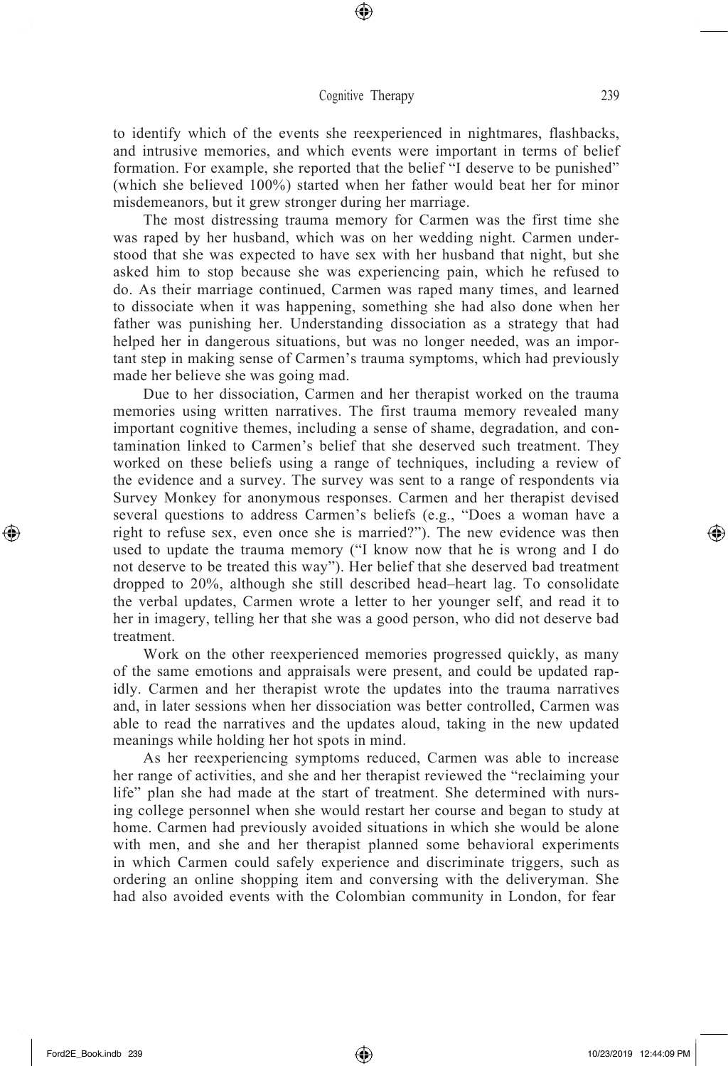to identify which of the events she reexperienced in nightmares, flashbacks, and intrusive memories, and which events were important in terms of belief formation. For example, she reported that the belief "I deserve to be punished" (which she believed 100%) started when her father would beat her for minor misdemeanors, but it grew stronger during her marriage.

The most distressing trauma memory for Carmen was the first time she was raped by her husband, which was on her wedding night. Carmen understood that she was expected to have sex with her husband that night, but she asked him to stop because she was experiencing pain, which he refused to do. As their marriage continued, Carmen was raped many times, and learned to dissociate when it was happening, something she had also done when her father was punishing her. Understanding dissociation as a strategy that had helped her in dangerous situations, but was no longer needed, was an important step in making sense of Carmen's trauma symptoms, which had previously made her believe she was going mad.

Due to her dissociation, Carmen and her therapist worked on the trauma memories using written narratives. The first trauma memory revealed many important cognitive themes, including a sense of shame, degradation, and contamination linked to Carmen's belief that she deserved such treatment. They worked on these beliefs using a range of techniques, including a review of the evidence and a survey. The survey was sent to a range of respondents via Survey Monkey for anonymous responses. Carmen and her therapist devised several questions to address Carmen's beliefs (e.g., "Does a woman have a right to refuse sex, even once she is married?"). The new evidence was then used to update the trauma memory ("I know now that he is wrong and I do not deserve to be treated this way"). Her belief that she deserved bad treatment dropped to 20%, although she still described head–heart lag. To consolidate the verbal updates, Carmen wrote a letter to her younger self, and read it to her in imagery, telling her that she was a good person, who did not deserve bad treatment.

Work on the other reexperienced memories progressed quickly, as many of the same emotions and appraisals were present, and could be updated rapidly. Carmen and her therapist wrote the updates into the trauma narratives and, in later sessions when her dissociation was better controlled, Carmen was able to read the narratives and the updates aloud, taking in the new updated meanings while holding her hot spots in mind.

As her reexperiencing symptoms reduced, Carmen was able to increase her range of activities, and she and her therapist reviewed the "reclaiming your life" plan she had made at the start of treatment. She determined with nursing college personnel when she would restart her course and began to study at home. Carmen had previously avoided situations in which she would be alone with men, and she and her therapist planned some behavioral experiments in which Carmen could safely experience and discriminate triggers, such as ordering an online shopping item and conversing with the deliveryman. She had also avoided events with the Colombian community in London, for fear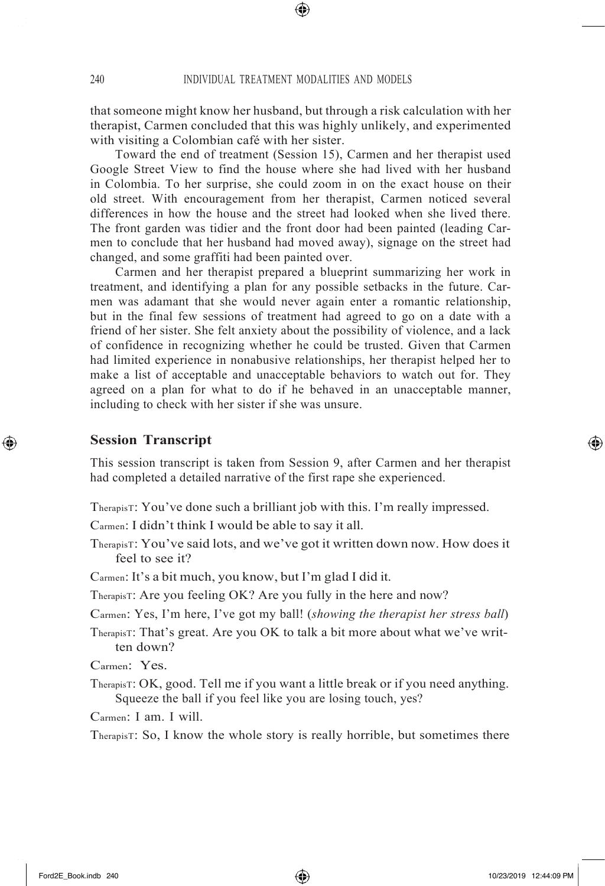that someone might know her husband, but through a risk calculation with her therapist, Carmen concluded that this was highly unlikely, and experimented with visiting a Colombian café with her sister.

Toward the end of treatment (Session 15), Carmen and her therapist used Google Street View to find the house where she had lived with her husband in Colombia. To her surprise, she could zoom in on the exact house on their old street. With encouragement from her therapist, Carmen noticed several differences in how the house and the street had looked when she lived there. The front garden was tidier and the front door had been painted (leading Carmen to conclude that her husband had moved away), signage on the street had changed, and some graffiti had been painted over.

Carmen and her therapist prepared a blueprint summarizing her work in treatment, and identifying a plan for any possible setbacks in the future. Carmen was adamant that she would never again enter a romantic relationship, but in the final few sessions of treatment had agreed to go on a date with a friend of her sister. She felt anxiety about the possibility of violence, and a lack of confidence in recognizing whether he could be trusted. Given that Carmen had limited experience in nonabusive relationships, her therapist helped her to make a list of acceptable and unacceptable behaviors to watch out for. They agreed on a plan for what to do if he behaved in an unacceptable manner, including to check with her sister if she was unsure.

## Session Transcript

This session transcript is taken from Session 9, after Carmen and her therapist had completed a detailed narrative of the first rape she experienced.

Therapist: You've done such a brilliant job with this. I'm really impressed.

Carmen: I didn't think I would be able to say it all.

Therapist: You've said lots, and we've got it written down now. How does it feel to see it?

Carmen: It's a bit much, you know, but I'm glad I did it.

Therapist: Are you feeling OK? Are you fully in the here and now?

Carmen: Yes, I'm here, I've got my ball! (*showing the therapist her stress ball*)

Therapist: That's great. Are you OK to talk a bit more about what we've written down?

Carmen: Yes.

Therapist: OK, good. Tell me if you want a little break or if you need anything. Squeeze the ball if you feel like you are losing touch, yes?

Carmen: I am. I will.

Therapist: So, I know the whole story is really horrible, but sometimes there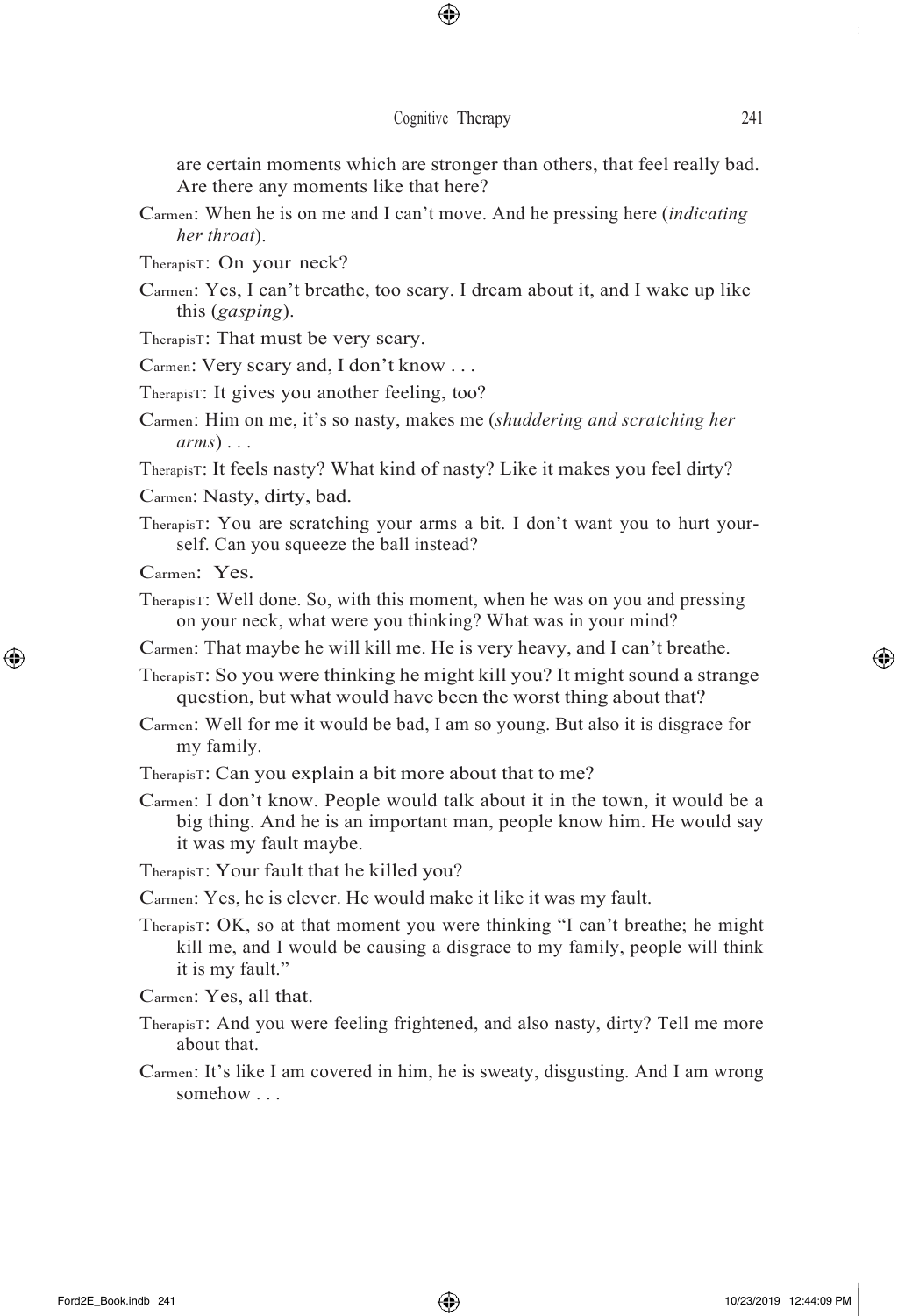are certain moments which are stronger than others, that feel really bad. Are there any moments like that here?

Carmen: When he is on me and I can't move. And he pressing here (*indicating her throat*).

Therapist: On your neck?

Carmen: Yes, I can't breathe, too scary. I dream about it, and I wake up like this (*gasping*).

Therapist: That must be very scary.

Carmen: Very scary and, I don't know . . .

Therapist: It gives you another feeling, too?

Carmen: Him on me, it's so nasty, makes me (*shuddering and scratching her arms*) . . .

Therapist: It feels nasty? What kind of nasty? Like it makes you feel dirty?

Carmen: Nasty, dirty, bad.

Therapist: You are scratching your arms a bit. I don't want you to hurt yourself. Can you squeeze the ball instead?

Carmen: Yes.

Therapist: Well done. So, with this moment, when he was on you and pressing on your neck, what were you thinking? What was in your mind?

Carmen: That maybe he will kill me. He is very heavy, and I can't breathe.

Therapist: So you were thinking he might kill you? It might sound a strange question, but what would have been the worst thing about that?

Carmen: Well for me it would be bad, I am so young. But also it is disgrace for my family.

Therapist: Can you explain a bit more about that to me?

Carmen: I don't know. People would talk about it in the town, it would be a big thing. And he is an important man, people know him. He would say it was my fault maybe.

Therapist: Your fault that he killed you?

Carmen: Yes, he is clever. He would make it like it was my fault.

Therapist: OK, so at that moment you were thinking "I can't breathe; he might kill me, and I would be causing a disgrace to my family, people will think it is my fault."

Carmen: Yes, all that.

Therapist: And you were feeling frightened, and also nasty, dirty? Tell me more about that.

Carmen: It's like I am covered in him, he is sweaty, disgusting. And I am wrong somehow . . .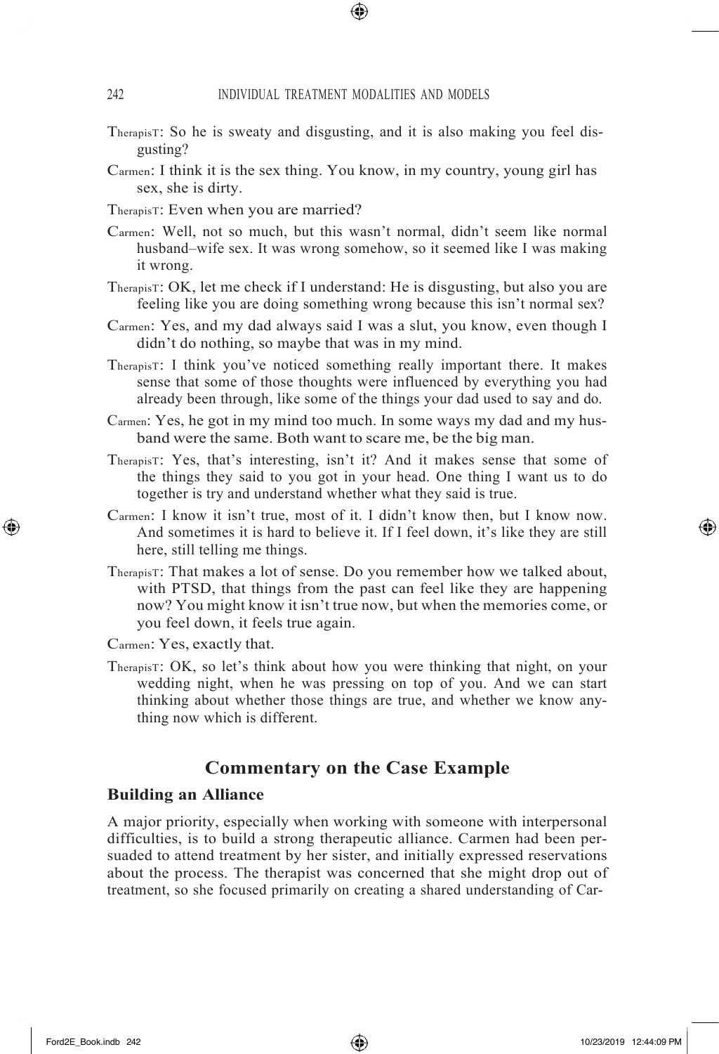Therapist: So he is sweaty and disgusting, and it is also making you feel disgusting?

Carmen: I think it is the sex thing. You know, in my country, young girl has sex, she is dirty.

Therapist: Even when you are married?

Carmen: Well, not so much, but this wasn't normal, didn't seem like normal husband–wife sex. It was wrong somehow, so it seemed like I was making it wrong.

Therapist: OK, let me check if I understand: He is disgusting, but also you are feeling like you are doing something wrong because this isn't normal sex?

Carmen: Yes, and my dad always said I was a slut, you know, even though I didn't do nothing, so maybe that was in my mind.

Therapist: I think you've noticed something really important there. It makes sense that some of those thoughts were influenced by everything you had already been through, like some of the things your dad used to say and do.

Carmen: Yes, he got in my mind too much. In some ways my dad and my husband were the same. Both want to scare me, be the big man.

Therapist: Yes, that's interesting, isn't it? And it makes sense that some of the things they said to you got in your head. One thing I want us to do together is try and understand whether what they said is true.

Carmen: I know it isn't true, most of it. I didn't know then, but I know now. And sometimes it is hard to believe it. If I feel down, it's like they are still here, still telling me things.

Therapist: That makes a lot of sense. Do you remember how we talked about, with PTSD, that things from the past can feel like they are happening now? You might know it isn't true now, but when the memories come, or you feel down, it feels true again.

Carmen: Yes, exactly that.

Therapist: OK, so let's think about how you were thinking that night, on your wedding night, when he was pressing on top of you. And we can start thinking about whether those things are true, and whether we know anything now which is different.

## Commentary on the Case Example

### Building an Alliance

A major priority, especially when working with someone with interpersonal difficulties, is to build a strong therapeutic alliance. Carmen had been persuaded to attend treatment by her sister, and initially expressed reservations about the process. The therapist was concerned that she might drop out of treatment, so she focused primarily on creating a shared understanding of Car-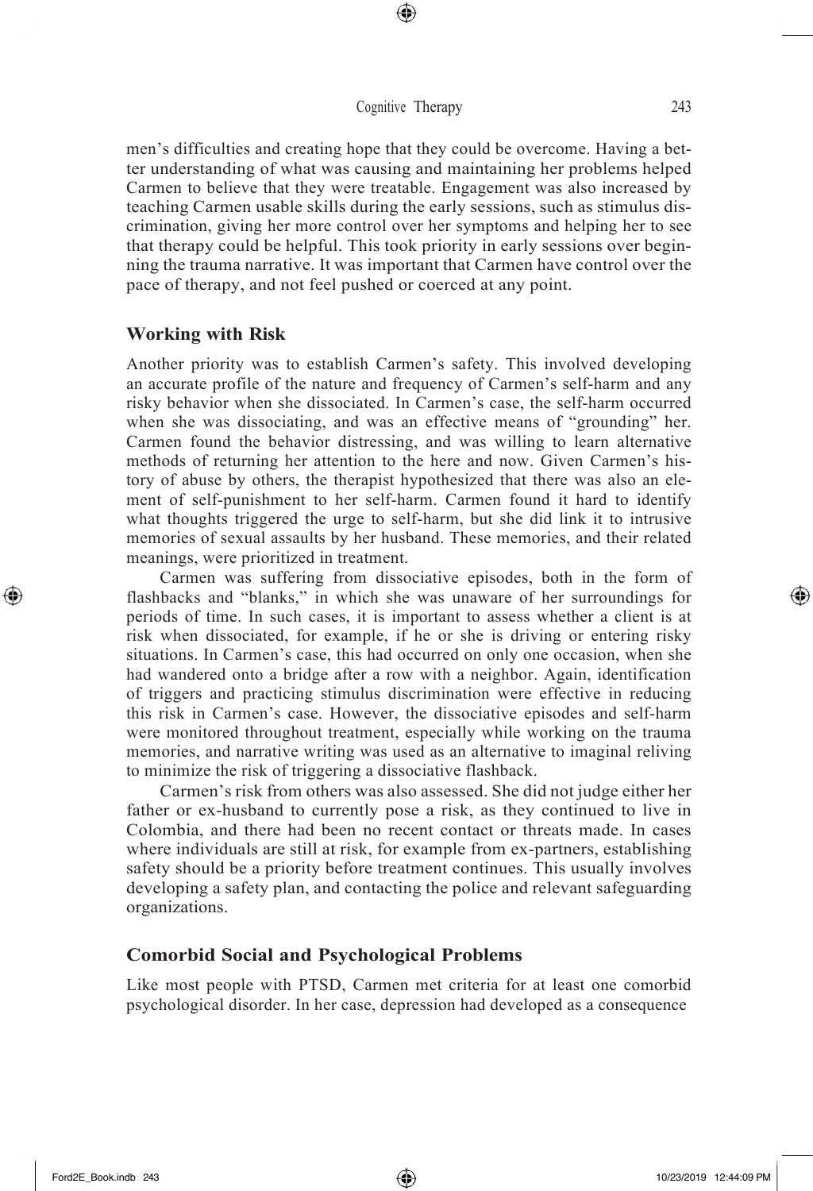men's difficulties and creating hope that they could be overcome. Having a better understanding of what was causing and maintaining her problems helped Carmen to believe that they were treatable. Engagement was also increased by teaching Carmen usable skills during the early sessions, such as stimulus discrimination, giving her more control over her symptoms and helping her to see that therapy could be helpful. This took priority in early sessions over beginning the trauma narrative. It was important that Carmen have control over the pace of therapy, and not feel pushed or coerced at any point.

## Working with Risk

Another priority was to establish Carmen's safety. This involved developing an accurate profile of the nature and frequency of Carmen's self-harm and any risky behavior when she dissociated. In Carmen's case, the self-harm occurred when she was dissociating, and was an effective means of "grounding" her. Carmen found the behavior distressing, and was willing to learn alternative methods of returning her attention to the here and now. Given Carmen's history of abuse by others, the therapist hypothesized that there was also an element of self-punishment to her self-harm. Carmen found it hard to identify what thoughts triggered the urge to self-harm, but she did link it to intrusive memories of sexual assaults by her husband. These memories, and their related meanings, were prioritized in treatment.

Carmen was suffering from dissociative episodes, both in the form of flashbacks and "blanks," in which she was unaware of her surroundings for periods of time. In such cases, it is important to assess whether a client is at risk when dissociated, for example, if he or she is driving or entering risky situations. In Carmen's case, this had occurred on only one occasion, when she had wandered onto a bridge after a row with a neighbor. Again, identification of triggers and practicing stimulus discrimination were effective in reducing this risk in Carmen's case. However, the dissociative episodes and self-harm were monitored throughout treatment, especially while working on the trauma memories, and narrative writing was used as an alternative to imaginal reliving to minimize the risk of triggering a dissociative flashback.

Carmen's risk from others was also assessed. She did not judge either her father or ex-husband to currently pose a risk, as they continued to live in Colombia, and there had been no recent contact or threats made. In cases where individuals are still at risk, for example from ex-partners, establishing safety should be a priority before treatment continues. This usually involves developing a safety plan, and contacting the police and relevant safeguarding organizations.

## Comorbid Social and Psychological Problems

Like most people with PTSD, Carmen met criteria for at least one comorbid psychological disorder. In her case, depression had developed as a consequence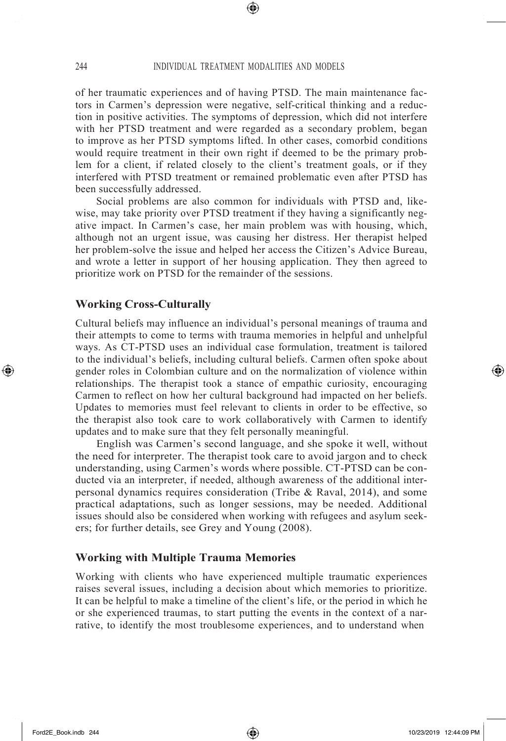of her traumatic experiences and of having PTSD. The main maintenance factors in Carmen's depression were negative, self-critical thinking and a reduction in positive activities. The symptoms of depression, which did not interfere with her PTSD treatment and were regarded as a secondary problem, began to improve as her PTSD symptoms lifted. In other cases, comorbid conditions would require treatment in their own right if deemed to be the primary problem for a client, if related closely to the client's treatment goals, or if they interfered with PTSD treatment or remained problematic even after PTSD has been successfully addressed.

Social problems are also common for individuals with PTSD and, likewise, may take priority over PTSD treatment if they having a significantly negative impact. In Carmen's case, her main problem was with housing, which, although not an urgent issue, was causing her distress. Her therapist helped her problem-solve the issue and helped her access the Citizen's Advice Bureau, and wrote a letter in support of her housing application. They then agreed to prioritize work on PTSD for the remainder of the sessions.

### Working Cross-Culturally

Cultural beliefs may influence an individual's personal meanings of trauma and their attempts to come to terms with trauma memories in helpful and unhelpful ways. As CT-PTSD uses an individual case formulation, treatment is tailored to the individual's beliefs, including cultural beliefs. Carmen often spoke about gender roles in Colombian culture and on the normalization of violence within relationships. The therapist took a stance of empathic curiosity, encouraging Carmen to reflect on how her cultural background had impacted on her beliefs. Updates to memories must feel relevant to clients in order to be effective, so the therapist also took care to work collaboratively with Carmen to identify updates and to make sure that they felt personally meaningful.

English was Carmen's second language, and she spoke it well, without the need for interpreter. The therapist took care to avoid jargon and to check understanding, using Carmen's words where possible. CT-PTSD can be conducted via an interpreter, if needed, although awareness of the additional interpersonal dynamics requires consideration (Tribe & Raval, 2014), and some practical adaptations, such as longer sessions, may be needed. Additional issues should also be considered when working with refugees and asylum seekers; for further details, see Grey and Young (2008).

### Working with Multiple Trauma Memories

Working with clients who have experienced multiple traumatic experiences raises several issues, including a decision about which memories to prioritize. It can be helpful to make a timeline of the client's life, or the period in which he or she experienced traumas, to start putting the events in the context of a narrative, to identify the most troublesome experiences, and to understand when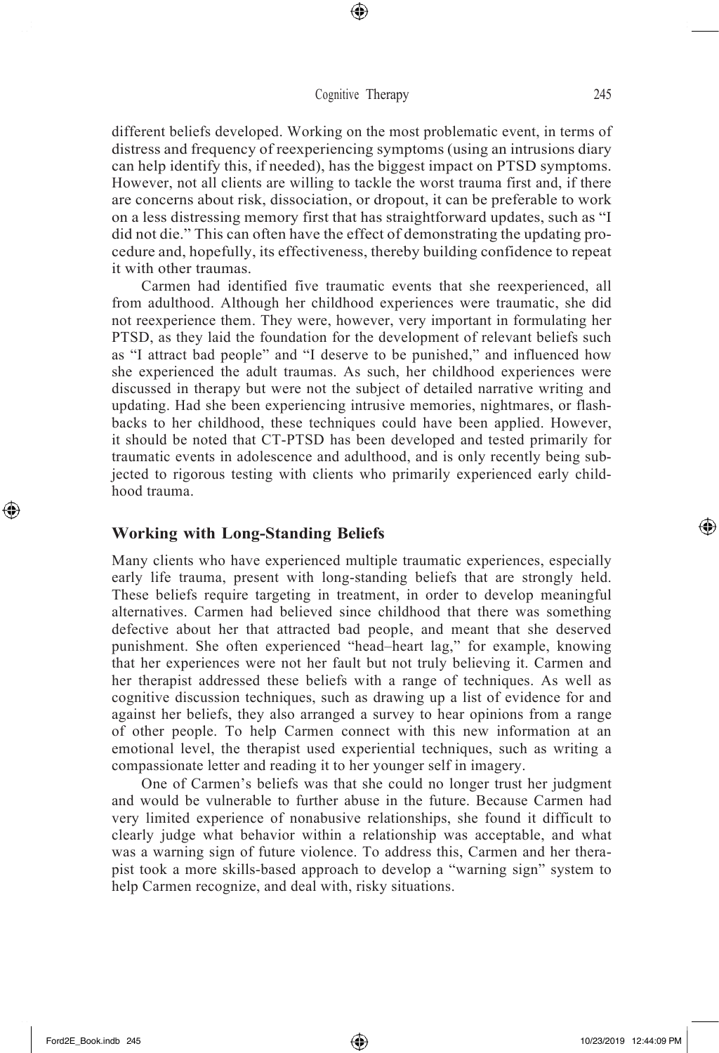different beliefs developed. Working on the most problematic event, in terms of distress and frequency of reexperiencing symptoms (using an intrusions diary can help identify this, if needed), has the biggest impact on PTSD symptoms. However, not all clients are willing to tackle the worst trauma first and, if there are concerns about risk, dissociation, or dropout, it can be preferable to work on a less distressing memory first that has straightforward updates, such as "I did not die." This can often have the effect of demonstrating the updating procedure and, hopefully, its effectiveness, thereby building confidence to repeat it with other traumas.

Carmen had identified five traumatic events that she reexperienced, all from adulthood. Although her childhood experiences were traumatic, she did not reexperience them. They were, however, very important in formulating her PTSD, as they laid the foundation for the development of relevant beliefs such as "I attract bad people" and "I deserve to be punished," and influenced how she experienced the adult traumas. As such, her childhood experiences were discussed in therapy but were not the subject of detailed narrative writing and updating. Had she been experiencing intrusive memories, nightmares, or flashbacks to her childhood, these techniques could have been applied. However, it should be noted that CT-PTSD has been developed and tested primarily for traumatic events in adolescence and adulthood, and is only recently being subjected to rigorous testing with clients who primarily experienced early childhood trauma.

## Working with Long-Standing Beliefs

Many clients who have experienced multiple traumatic experiences, especially early life trauma, present with long-standing beliefs that are strongly held. These beliefs require targeting in treatment, in order to develop meaningful alternatives. Carmen had believed since childhood that there was something defective about her that attracted bad people, and meant that she deserved punishment. She often experienced "head–heart lag," for example, knowing that her experiences were not her fault but not truly believing it. Carmen and her therapist addressed these beliefs with a range of techniques. As well as cognitive discussion techniques, such as drawing up a list of evidence for and against her beliefs, they also arranged a survey to hear opinions from a range of other people. To help Carmen connect with this new information at an emotional level, the therapist used experiential techniques, such as writing a compassionate letter and reading it to her younger self in imagery.

One of Carmen's beliefs was that she could no longer trust her judgment and would be vulnerable to further abuse in the future. Because Carmen had very limited experience of nonabusive relationships, she found it difficult to clearly judge what behavior within a relationship was acceptable, and what was a warning sign of future violence. To address this, Carmen and her therapist took a more skills-based approach to develop a "warning sign" system to help Carmen recognize, and deal with, risky situations.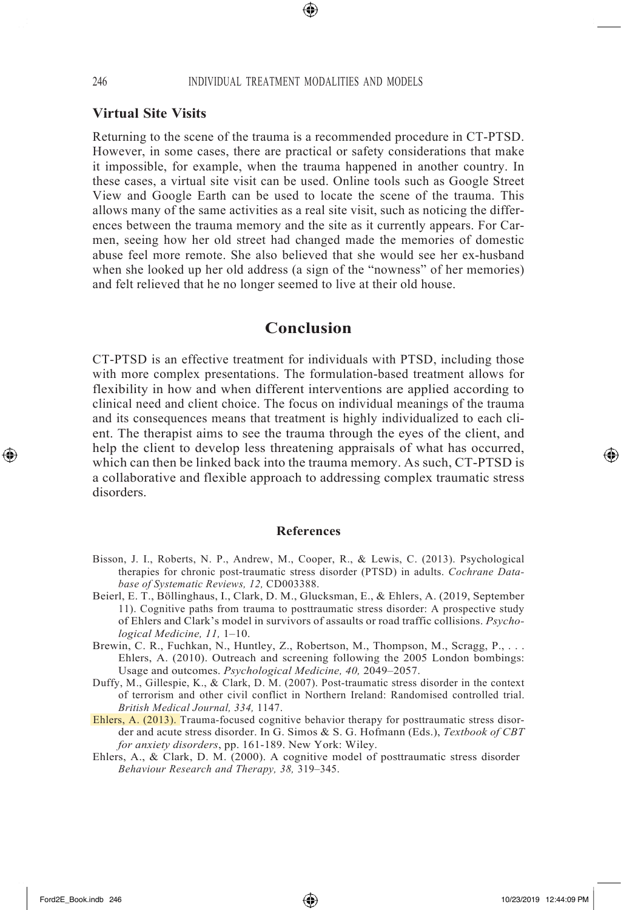### Virtual Site Visits

Returning to the scene of the trauma is a recommended procedure in CT-PTSD. However, in some cases, there are practical or safety considerations that make it impossible, for example, when the trauma happened in another country. In these cases, a virtual site visit can be used. Online tools such as Google Street View and Google Earth can be used to locate the scene of the trauma. This allows many of the same activities as a real site visit, such as noticing the differences between the trauma memory and the site as it currently appears. For Carmen, seeing how her old street had changed made the memories of domestic abuse feel more remote. She also believed that she would see her ex-husband when she looked up her old address (a sign of the "nowness" of her memories) and felt relieved that he no longer seemed to live at their old house.

## Conclusion

CT-PTSD is an effective treatment for individuals with PTSD, including those with more complex presentations. The formulation-based treatment allows for flexibility in how and when different interventions are applied according to clinical need and client choice. The focus on individual meanings of the trauma and its consequences means that treatment is highly individualized to each client. The therapist aims to see the trauma through the eyes of the client, and help the client to develop less threatening appraisals of what has occurred, which can then be linked back into the trauma memory. As such, CT-PTSD is a collaborative and flexible approach to addressing complex traumatic stress disorders.

### References

Bisson, J. I., Roberts, N. P., Andrew, M., Cooper, R., & Lewis, C. (2013). Psychological therapies for chronic post-traumatic stress disorder (PTSD) in adults. *Cochrane Database of Systematic Reviews, 12,* CD003388.

Beierl, E. T., Böllinghaus, I., Clark, D. M., Glucksman, E., & Ehlers, A. (2019, September 11). Cognitive paths from trauma to posttraumatic stress disorder: A prospective study of Ehlers and Clark's model in survivors of assaults or road traffic collisions. *Psychological Medicine, 11,* 1–10.

Brewin, C. R., Fuchkan, N., Huntley, Z., Robertson, M., Thompson, M., Scragg, P., . . . Ehlers, A. (2010). Outreach and screening following the 2005 London bombings: Usage and outcomes. *Psychological Medicine, 40,* 2049–2057.

Duffy, M., Gillespie, K., & Clark, D. M. (2007). Post-traumatic stress disorder in the context of terrorism and other civil conflict in Northern Ireland: Randomised controlled trial. *British Medical Journal, 334,* 1147.

Ehlers, A. (2013). Trauma-focused cognitive behavior therapy for posttraumatic stress disorder and acute stress disorder. In G. Simos & S. G. Hofmann (Eds.), *Textbook of CBT for anxiety disorders*, pp. 161-189. New York: Wiley.

Ehlers, A., & Clark, D. M. (2000). A cognitive model of posttraumatic stress disorder *Behaviour Research and Therapy, 38,* 319–345.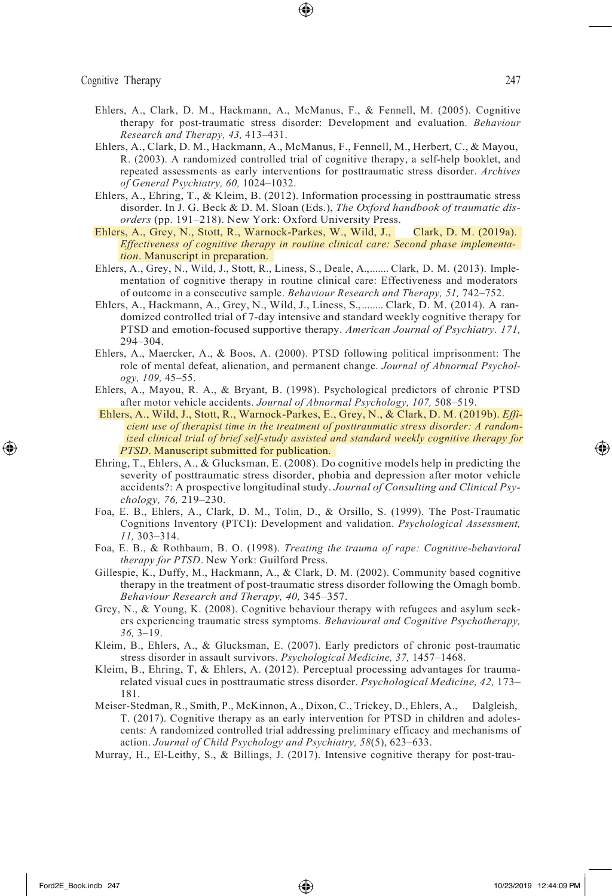Ehlers, A., Clark, D. M., Hackmann, A., McManus, F., & Fennell, M. (2005). Cognitive therapy for post-traumatic stress disorder: Development and evaluation. *Behaviour Research and Therapy, 43,* 413–431.

Ehlers, A., Clark, D. M., Hackmann, A., McManus, F., Fennell, M., Herbert, C., & Mayou, R. (2003). A randomized controlled trial of cognitive therapy, a self-help booklet, and repeated assessments as early interventions for posttraumatic stress disorder. *Archives of General Psychiatry, 60,* 1024–1032.

Ehlers, A., Ehring, T., & Kleim, B. (2012). Information processing in posttraumatic stress disorder. In J. G. Beck & D. M. Sloan (Eds.), *The Oxford handbook of traumatic disorders* (pp. 191–218). New York: Oxford University Press.

Ehlers, A., Grey, N., Stott, R., Warnock-Parkes, W., Wild, J., Clark, D. M. (2019a). *Effectiveness of cognitive therapy in routine clinical care: Second phase implementation*. Manuscript in preparation.

Ehlers, A., Grey, N., Wild, J., Stott, R., Liness, S., Deale, A.,....... Clark, D. M. (2013). Implementation of cognitive therapy in routine clinical care: Effectiveness and moderators of outcome in a consecutive sample. *Behaviour Research and Therapy, 51,* 742–752.

Ehlers, A., Hackmann, A., Grey, N., Wild, J., Liness, S.,........ Clark, D. M. (2014). A randomized controlled trial of 7-day intensive and standard weekly cognitive therapy for PTSD and emotion-focused supportive therapy. *American Journal of Psychiatry. 171,* 294–304.

Ehlers, A., Maercker, A., & Boos, A. (2000). PTSD following political imprisonment: The role of mental defeat, alienation, and permanent change. *Journal of Abnormal Psychology, 109,* 45–55.

Ehlers, A., Mayou, R. A., & Bryant, B. (1998). Psychological predictors of chronic PTSD after motor vehicle accidents. *Journal of Abnormal Psychology, 107,* 508–519.

Ehlers, A., Wild, J., Stott, R., Warnock-Parkes, E., Grey, N., & Clark, D. M. (2019b). *Efficient use of therapist time in the treatment of posttraumatic stress disorder: A randomized clinical trial of brief self-study assisted and standard weekly cognitive therapy for PTSD*. Manuscript submitted for publication.

Ehring, T., Ehlers, A., & Glucksman, E. (2008). Do cognitive models help in predicting the severity of posttraumatic stress disorder, phobia and depression after motor vehicle accidents?: A prospective longitudinal study. *Journal of Consulting and Clinical Psychology, 76,* 219–230.

Foa, E. B., Ehlers, A., Clark, D. M., Tolin, D., & Orsillo, S. (1999). The Post-Traumatic Cognitions Inventory (PTCI): Development and validation. *Psychological Assessment, 11,* 303–314.

Foa, E. B., & Rothbaum, B. O. (1998). *Treating the trauma of rape: Cognitive-behavioral therapy for PTSD*. New York: Guilford Press.

Gillespie, K., Duffy, M., Hackmann, A., & Clark, D. M. (2002). Community based cognitive therapy in the treatment of post-traumatic stress disorder following the Omagh bomb. *Behaviour Research and Therapy, 40,* 345–357.

Grey, N., & Young, K. (2008). Cognitive behaviour therapy with refugees and asylum seekers experiencing traumatic stress symptoms. *Behavioural and Cognitive Psychotherapy, 36,* 3–19.

Kleim, B., Ehlers, A., & Glucksman, E. (2007). Early predictors of chronic post-traumatic stress disorder in assault survivors. *Psychological Medicine, 37,* 1457–1468.

Kleim, B., Ehring, T, & Ehlers, A. (2012). Perceptual processing advantages for trauma-related visual cues in posttraumatic stress disorder. *Psychological Medicine, 42,* 173–181.

Meiser-Stedman, R., Smith, P., McKinnon, A., Dixon, C., Trickey, D., Ehlers, A., Dalgleish, T. (2017). Cognitive therapy as an early intervention for PTSD in children and adolescents: A randomized controlled trial addressing preliminary efficacy and mechanisms of action. *Journal of Child Psychology and Psychiatry, 58*(5), 623–633.

Murray, H., El-Leithy, S., & Billings, J. (2017). Intensive cognitive therapy for post-trau-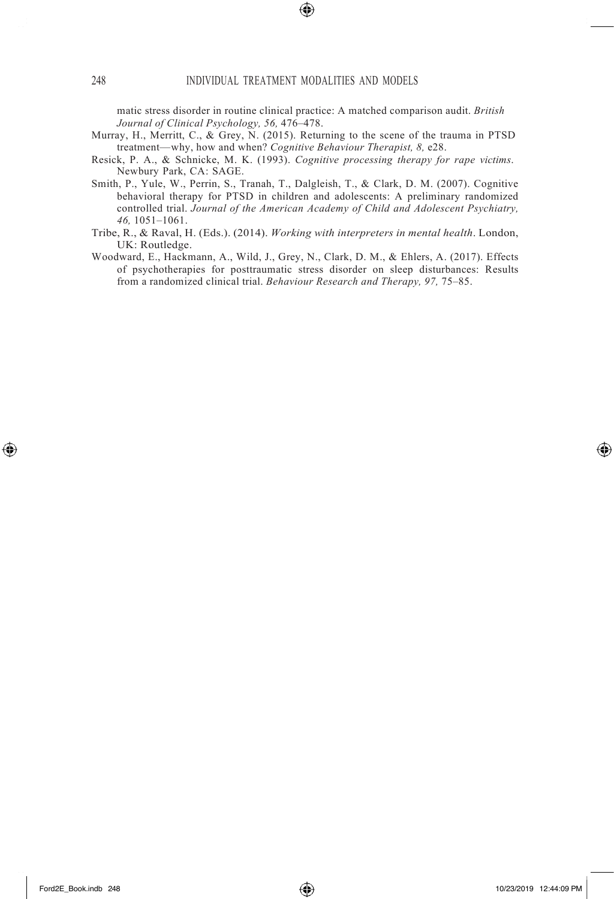matic stress disorder in routine clinical practice: A matched comparison audit. *British Journal of Clinical Psychology, 56,* 476–478.

Murray, H., Merritt, C., & Grey, N. (2015). Returning to the scene of the trauma in PTSD treatment—why, how and when? *Cognitive Behaviour Therapist, 8,* e28.

Resick, P. A., & Schnicke, M. K. (1993). *Cognitive processing therapy for rape victims.* Newbury Park, CA: SAGE.

Smith, P., Yule, W., Perrin, S., Tranah, T., Dalgleish, T., & Clark, D. M. (2007). Cognitive behavioral therapy for PTSD in children and adolescents: A preliminary randomized controlled trial. *Journal of the American Academy of Child and Adolescent Psychiatry, 46,* 1051–1061.

Tribe, R., & Raval, H. (Eds.). (2014). *Working with interpreters in mental health*. London, UK: Routledge.

Woodward, E., Hackmann, A., Wild, J., Grey, N., Clark, D. M., & Ehlers, A. (2017). Effects of psychotherapies for posttraumatic stress disorder on sleep disturbances: Results from a randomized clinical trial. *Behaviour Research and Therapy, 97,* 75–85.